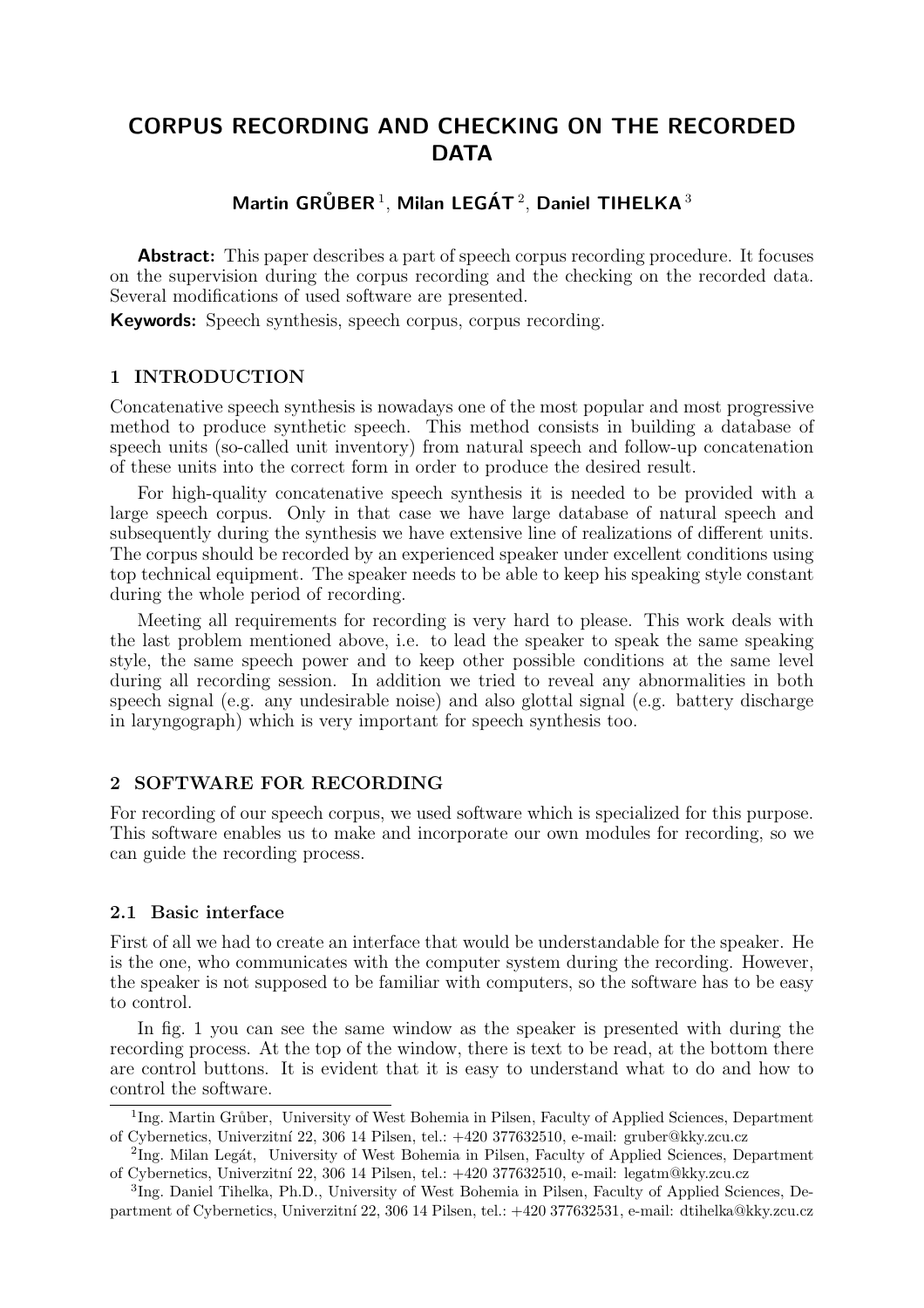# CORPUS RECORDING AND CHECKING ON THE RECORDED DATA

**Martin GRŮBER** [1], **Milan LEGÁT** [2], **Daniel TIHELKA** [3]

**Abstract:** This paper describes a part of speech corpus recording procedure. It focuses on the supervision during the corpus recording and the checking on the recorded data. Several modifications of used software are presented.

**Keywords:** Speech synthesis, speech corpus, corpus recording.

## 1 INTRODUCTION

Concatenative speech synthesis is nowadays one of the most popular and most progressive method to produce synthetic speech. This method consists in building a database of speech units (so-called unit inventory) from natural speech and follow-up concatenation of these units into the correct form in order to produce the desired result.

For high-quality concatenative speech synthesis it is needed to be provided with a large speech corpus. Only in that case we have large database of natural speech and subsequently during the synthesis we have extensive line of realizations of different units. The corpus should be recorded by an experienced speaker under excellent conditions using top technical equipment. The speaker needs to be able to keep his speaking style constant during the whole period of recording.

Meeting all requirements for recording is very hard to please. This work deals with the last problem mentioned above, i.e. to lead the speaker to speak the same speaking style, the same speech power and to keep other possible conditions at the same level during all recording session. In addition we tried to reveal any abnormalities in both speech signal (e.g. any undesirable noise) and also glottal signal (e.g. battery discharge in laryngograph) which is very important for speech synthesis too.

## 2 SOFTWARE FOR RECORDING

For recording of our speech corpus, we used software which is specialized for this purpose. This software enables us to make and incorporate our own modules for recording, so we can guide the recording process.

### 2.1 Basic interface

First of all we had to create an interface that would be understandable for the speaker. He is the one, who communicates with the computer system during the recording. However, the speaker is not supposed to be familiar with computers, so the software has to be easy to control.

In fig. 1 you can see the same window as the speaker is presented with during the recording process. At the top of the window, there is text to be read, at the bottom there are control buttons. It is evident that it is easy to understand what to do and how to control the software.

---

[1] Ing. Martin Grůber, University of West Bohemia in Pilsen, Faculty of Applied Sciences, Department of Cybernetics, Univerzitní 22, 306 14 Pilsen, tel.: +420 377632510, e-mail: gruber@kky.zcu.cz

[2] Ing. Milan Legát, University of West Bohemia in Pilsen, Faculty of Applied Sciences, Department of Cybernetics, Univerzitní 22, 306 14 Pilsen, tel.: +420 377632510, e-mail: legatm@kky.zcu.cz

[3] Ing. Daniel Tihelka, Ph.D., University of West Bohemia in Pilsen, Faculty of Applied Sciences, Department of Cybernetics, Univerzitní 22, 306 14 Pilsen, tel.: +420 377632531, e-mail: dtihelka@kky.zcu.cz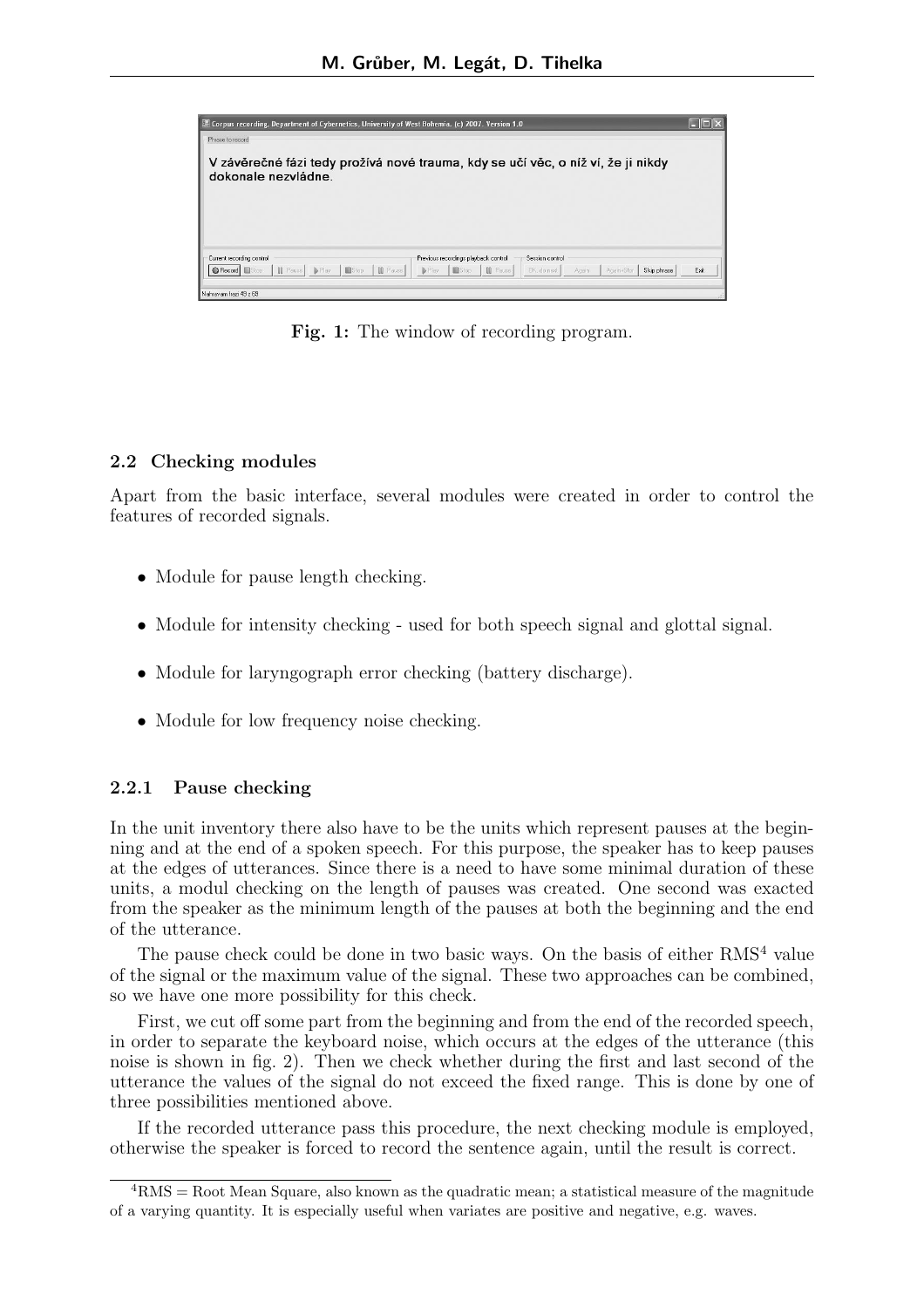**Fig. 1:** The window of recording program.

### 2.2 Checking modules

Apart from the basic interface, several modules were created in order to control the features of recorded signals.

- Module for pause length checking.
- Module for intensity checking - used for both speech signal and glottal signal.
- Module for laryngograph error checking (battery discharge).
- Module for low frequency noise checking.

#### 2.2.1 Pause checking

In the unit inventory there also have to be the units which represent pauses at the beginning and at the end of a spoken speech. For this purpose, the speaker has to keep pauses at the edges of utterances. Since there is a need to have some minimal duration of these units, a modul checking on the length of pauses was created. One second was exacted from the speaker as the minimum length of the pauses at both the beginning and the end of the utterance.

The pause check could be done in two basic ways. On the basis of either RMS[4] value of the signal or the maximum value of the signal. These two approaches can be combined, so we have one more possibility for this check.

First, we cut off some part from the beginning and from the end of the recorded speech, in order to separate the keyboard noise, which occurs at the edges of the utterance (this noise is shown in fig. 2). Then we check whether during the first and last second of the utterance the values of the signal do not exceed the fixed range. This is done by one of three possibilities mentioned above.

If the recorded utterance pass this procedure, the next checking module is employed, otherwise the speaker is forced to record the sentence again, until the result is correct.

[4] RMS = Root Mean Square, also known as the quadratic mean; a statistical measure of the magnitude of a varying quantity. It is especially useful when variates are positive and negative, e.g. waves.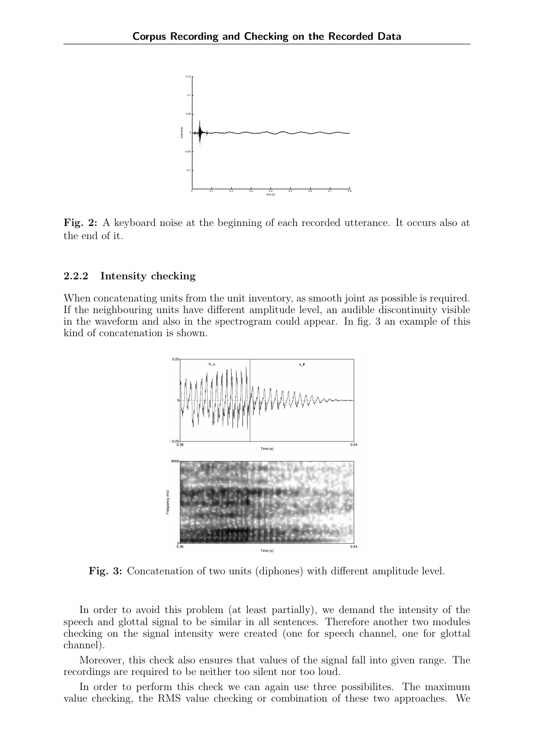**Fig. 2:** A keyboard noise at the beginning of each recorded utterance. It occurs also at the end of it.

### 2.2.2 Intensity checking

When concatenating units from the unit inventory, as smooth joint as possible is required. If the neighbouring units have different amplitude level, an audible discontinuity visible in the waveform and also in the spectrogram could appear. In fig. 3 an example of this kind of concatenation is shown.

**Fig. 3:** Concatenation of two units (diphones) with different amplitude level.

In order to avoid this problem (at least partially), we demand the intensity of the speech and glottal signal to be similar in all sentences. Therefore another two modules checking on the signal intensity were created (one for speech channel, one for glottal channel).

Moreover, this check also ensures that values of the signal fall into given range. The recordings are required to be neither too silent nor too loud.

In order to perform this check we can again use three possibilites. The maximum value checking, the RMS value checking or combination of these two approaches. We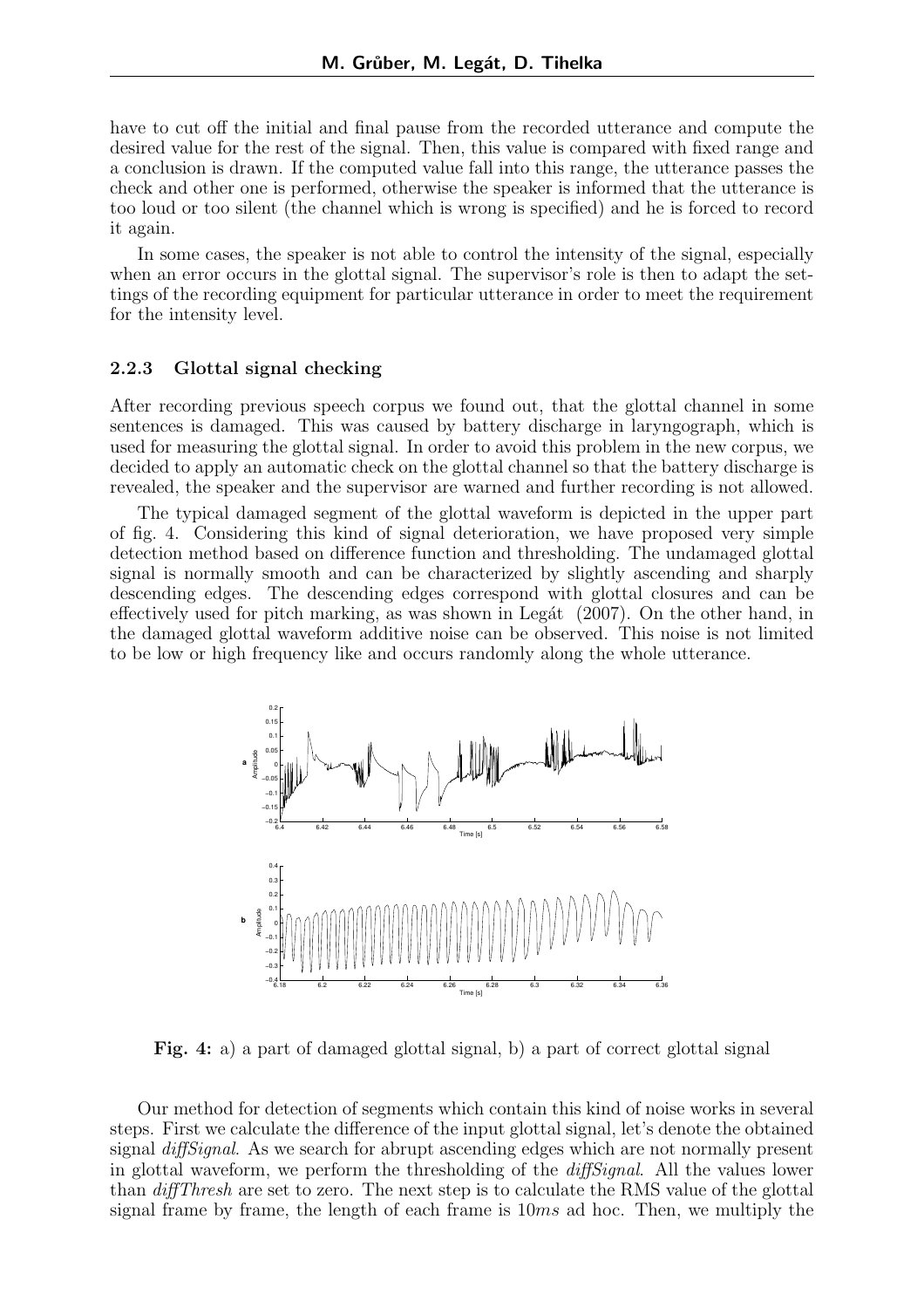have to cut off the initial and final pause from the recorded utterance and compute the desired value for the rest of the signal. Then, this value is compared with fixed range and a conclusion is drawn. If the computed value fall into this range, the utterance passes the check and other one is performed, otherwise the speaker is informed that the utterance is too loud or too silent (the channel which is wrong is specified) and he is forced to record it again.

In some cases, the speaker is not able to control the intensity of the signal, especially when an error occurs in the glottal signal. The supervisor's role is then to adapt the settings of the recording equipment for particular utterance in order to meet the requirement for the intensity level.

### 2.2.3 Glottal signal checking

After recording previous speech corpus we found out, that the glottal channel in some sentences is damaged. This was caused by battery discharge in laryngograph, which is used for measuring the glottal signal. In order to avoid this problem in the new corpus, we decided to apply an automatic check on the glottal channel so that the battery discharge is revealed, the speaker and the supervisor are warned and further recording is not allowed.

The typical damaged segment of the glottal waveform is depicted in the upper part of fig. 4. Considering this kind of signal deterioration, we have proposed very simple detection method based on difference function and thresholding. The undamaged glottal signal is normally smooth and can be characterized by slightly ascending and sharply descending edges. The descending edges correspond with glottal closures and can be effectively used for pitch marking, as was shown in Legát (2007). On the other hand, in the damaged glottal waveform additive noise can be observed. This noise is not limited to be low or high frequency like and occurs randomly along the whole utterance.

**Fig. 4:** a) a part of damaged glottal signal, b) a part of correct glottal signal

Our method for detection of segments which contain this kind of noise works in several steps. First we calculate the difference of the input glottal signal, let's denote the obtained signal *diffSignal*. As we search for abrupt ascending edges which are not normally present in glottal waveform, we perform the thresholding of the *diffSignal*. All the values lower than *diffThresh* are set to zero. The next step is to calculate the RMS value of the glottal signal frame by frame, the length of each frame is $10ms$ ad hoc. Then, we multiply the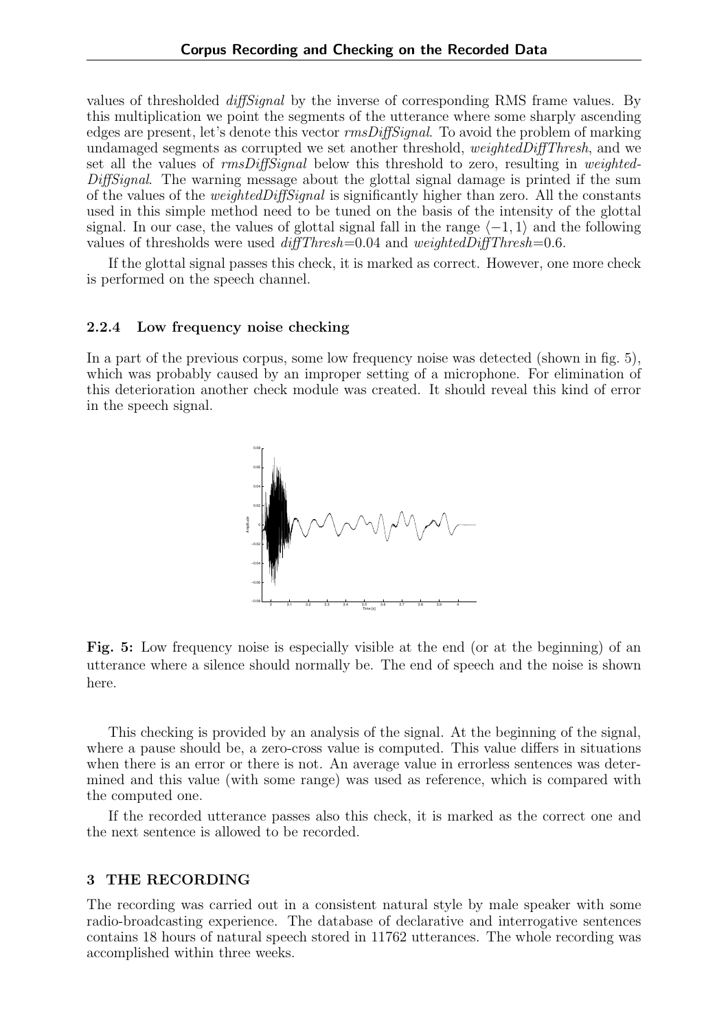values of thresholded *diffSignal* by the inverse of corresponding RMS frame values. By this multiplication we point the segments of the utterance where some sharply ascending edges are present, let's denote this vector *rmsDiffSignal*. To avoid the problem of marking undamaged segments as corrupted we set another threshold, *weightedDiffThresh*, and we set all the values of *rmsDiffSignal* below this threshold to zero, resulting in *weightedDiffSignal*. The warning message about the glottal signal damage is printed if the sum of the values of the *weightedDiffSignal* is significantly higher than zero. All the constants used in this simple method need to be tuned on the basis of the intensity of the glottal signal. In our case, the values of glottal signal fall in the range $\langle -1, 1 \rangle$ and the following values of thresholds were used *diffThresh*=0.04 and *weightedDiffThresh*=0.6.

If the glottal signal passes this check, it is marked as correct. However, one more check is performed on the speech channel.

### 2.2.4 Low frequency noise checking

In a part of the previous corpus, some low frequency noise was detected (shown in fig. 5), which was probably caused by an improper setting of a microphone. For elimination of this deterioration another check module was created. It should reveal this kind of error in the speech signal.

**Fig. 5:** Low frequency noise is especially visible at the end (or at the beginning) of an utterance where a silence should normally be. The end of speech and the noise is shown here.

This checking is provided by an analysis of the signal. At the beginning of the signal, where a pause should be, a zero-cross value is computed. This value differs in situations when there is an error or there is not. An average value in errorless sentences was determined and this value (with some range) was used as reference, which is compared with the computed one.

If the recorded utterance passes also this check, it is marked as the correct one and the next sentence is allowed to be recorded.

## 3 THE RECORDING

The recording was carried out in a consistent natural style by male speaker with some radio-broadcasting experience. The database of declarative and interrogative sentences contains 18 hours of natural speech stored in 11762 utterances. The whole recording was accomplished within three weeks.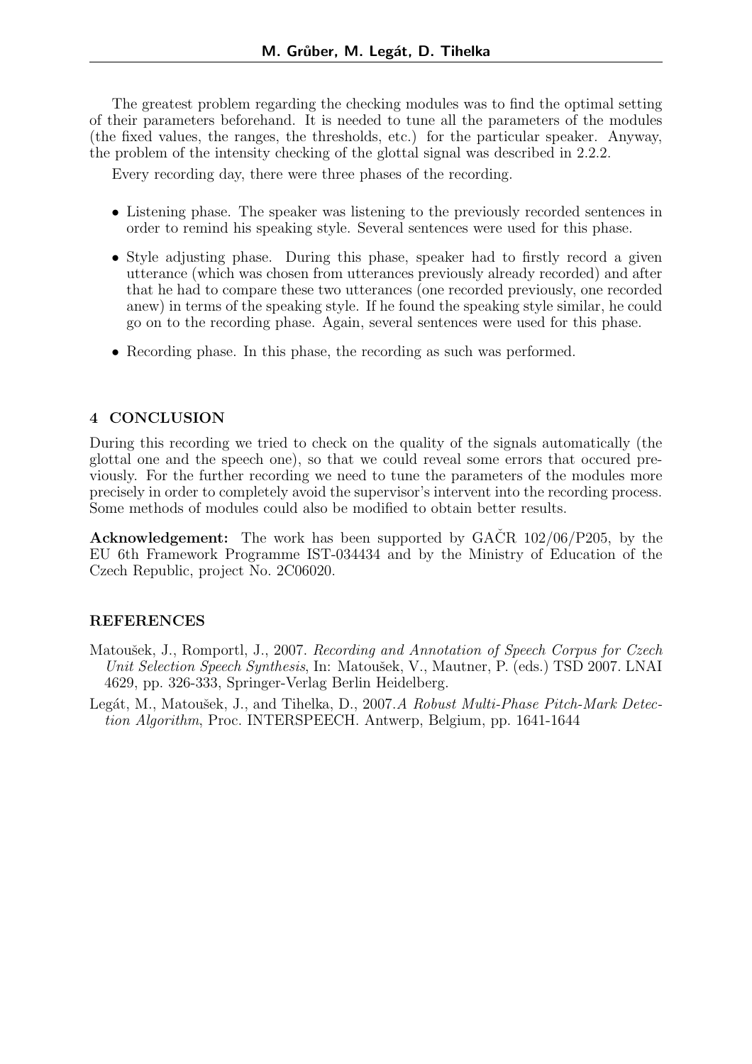The greatest problem regarding the checking modules was to find the optimal setting of their parameters beforehand. It is needed to tune all the parameters of the modules (the fixed values, the ranges, the thresholds, etc.) for the particular speaker. Anyway, the problem of the intensity checking of the glottal signal was described in 2.2.2.

Every recording day, there were three phases of the recording.

- Listening phase. The speaker was listening to the previously recorded sentences in order to remind his speaking style. Several sentences were used for this phase.
- Style adjusting phase. During this phase, speaker had to firstly record a given utterance (which was chosen from utterances previously already recorded) and after that he had to compare these two utterances (one recorded previously, one recorded anew) in terms of the speaking style. If he found the speaking style similar, he could go on to the recording phase. Again, several sentences were used for this phase.
- Recording phase. In this phase, the recording as such was performed.

## 4 CONCLUSION

During this recording we tried to check on the quality of the signals automatically (the glottal one and the speech one), so that we could reveal some errors that occured previously. For the further recording we need to tune the parameters of the modules more precisely in order to completely avoid the supervisor's intervent into the recording process. Some methods of modules could also be modified to obtain better results.

**Acknowledgement:** The work has been supported by GAČR 102/06/P205, by the EU 6th Framework Programme IST-034434 and by the Ministry of Education of the Czech Republic, project No. 2C06020.

## REFERENCES

Matoušek, J., Romportl, J., 2007. *Recording and Annotation of Speech Corpus for Czech Unit Selection Speech Synthesis*, In: Matoušek, V., Mautner, P. (eds.) TSD 2007. LNAI 4629, pp. 326-333, Springer-Verlag Berlin Heidelberg.

Legát, M., Matoušek, J., and Tihelka, D., 2007.*A Robust Multi-Phase Pitch-Mark Detection Algorithm*, Proc. INTERSPEECH. Antwerp, Belgium, pp. 1641-1644